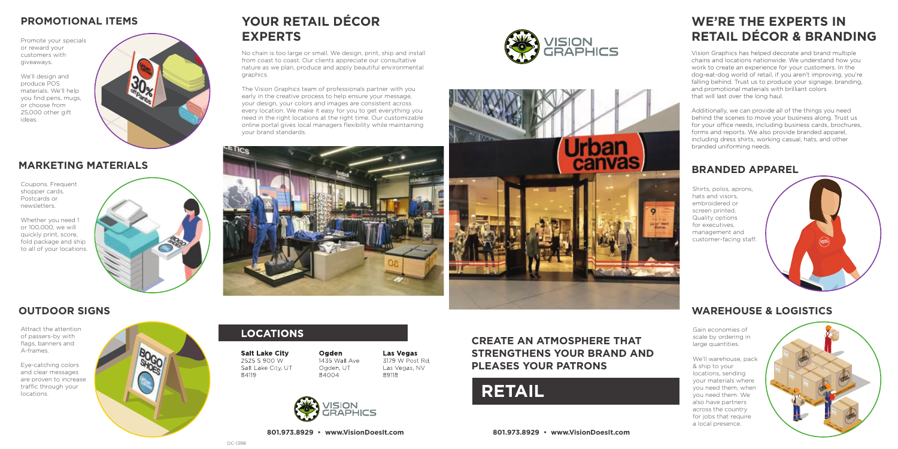## PROMOTIONAL ITEMS

Promote your specials or reward your customers with giveaways.

We'll design and produce POS materials. We'll help you find pens, mugs, or choose from 25,000 other gift ideas.

## MARKETING MATERIALS

Coupons. Frequent shopper cards. Postcards or newsletters.

Whether you need 1 or 100,000, we will quickly print, score, fold package and ship to all of your locations.

## OUTDOOR SIGNS

Attract the attention of passers-by with flags, banners and A-frames.

Eye-catching colors and clear messages are proven to increase traffic through your locations.

## YOUR RETAIL DÉCOR EXPERTS

No chain is too large or small. We design, print, ship and install from coast to coast. Our clients appreciate our consultative nature as we plan, produce and apply beautiful environmental graphics.

The Vision Graphics team of professionals partner with you early in the creative process to help ensure your message, your design, your colors and images are consistent across every location. We make it easy for you to get everything you need in the right locations at the right time. Our customizable online portal gives local managers flexibility while maintaining your brand standards.

## LOCATIONS

**Salt Lake City**
2525 S 900 W
Salt Lake City, UT 84119

**Ogden**
1435 Wall Ave
Ogden, UT 84004

**Las Vegas**
3179 W Post Rd,
Las Vegas, NV 89118

VISION GRAPHICS

**801.973.8929 • www.VisionDoesIt.com**

DC-1398

VISION GRAPHICS

## CREATE AN ATMOSPHERE THAT STRENGTHENS YOUR BRAND AND PLEASES YOUR PATRONS

# RETAIL

**801.973.8929 • www.VisionDoesIt.com**

## WE'RE THE EXPERTS IN RETAIL DÉCOR & BRANDING

Vision Graphics has helped decorate and brand multiple chains and locations nationwide. We understand how you work to create an experience for your customers. In the dog-eat-dog world of retail, if you aren't improving, you're falling behind. Trust us to produce your signage, branding, and promotional materials with brilliant colors that will last over the long haul.

Additionally, we can provide all of the things you need behind the scenes to move your business along. Trust us for your office needs, including business cards, brochures, forms and reports. We also provide branded apparel, including dress shirts, working casual, hats, and other branded uniforming needs.

## BRANDED APPAREL

Shirts, polos, aprons, hats and visors, embroidered or screen printed. Quality options for executives, management and customer-facing staff.

## WAREHOUSE & LOGISTICS

Gain economies of scale by ordering in large quantities.

We'll warehouse, pack & ship to your locations, sending your materials where you need them, when you need them. We also have partners across the country for jobs that require a local presence.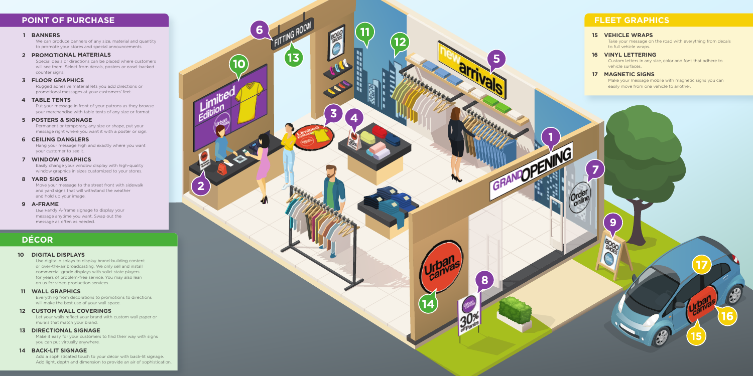## POINT OF PURCHASE

**1 BANNERS**
We can produce banners of any size, material and quantity to promote your stores and special announcements.

**2 PROMOTIONAL MATERIALS**
Special deals or directions can be placed where customers will see them. Select from decals, posters or easel-backed counter signs.

**3 FLOOR GRAPHICS**
Rugged adhesive material lets you add directions or promotional messages at your customers' feet.

**4 TABLE TENTS**
Put your message in front of your patrons as they browse your merchandise with table tents of any size or format.

**5 POSTERS & SIGNAGE**
Permanent or temporary, any size or shape, put your message right where you want it with a poster or sign.

**6 CEILING DANGLERS**
Hang your message high and exactly where you want your customer to see it.

**7 WINDOW GRAPHICS**
Easily change your window display with high-quality window graphics in sizes customized to your stores.

**8 YARD SIGNS**
Move your message to the street front with sidewalk and yard signs that will withstand the weather and hold up your image.

**9 A-FRAME**
Use handy A-frame signage to display your message anytime you want. Swap out the message as often as needed.

## DÉCOR

**10 DIGITAL DISPLAYS**
Use digital displays to display brand-building content or over-the-air broadcasting. We only sell and install commercial-grade displays with solid-state players for years of problem-free service. You may also lean on us for video production services.

**11 WALL GRAPHICS**
Everything from decorations to promotions to directions will make the best use of your wall space.

**12 CUSTOM WALL COVERINGS**
Let your walls reflect your brand with custom wall paper or murals that match your brand.

**13 DIRECTIONAL SIGNAGE**
Make it easy for your customers to find their way with signs you can put virtually anywhere.

**14 BACK-LIT SIGNAGE**
Add a sophisticated touch to your décor with back-lit signage. Add light, depth and dimension to provide an air of sophistication.

## FLEET GRAPHICS

**15 VEHICLE WRAPS**
Take your message on the road with everything from decals to full vehicle wraps.

**16 VINYL LETTERING**
Custom letters in any size, color and font that adhere to vehicle surfaces.

**17 MAGNETIC SIGNS**
Make your message mobile with magnetic signs you can easily move from one vehicle to another.